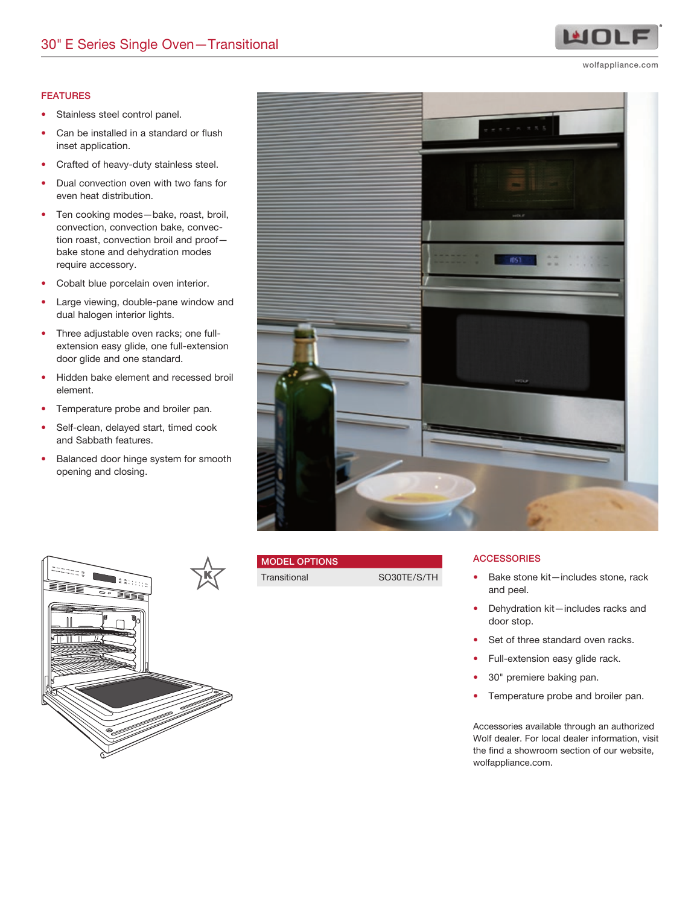# 30" E Series Single Oven—Transitional

wolfappliance.com

## FEATURES

- Stainless steel control panel.
- Can be installed in a standard or flush inset application.
- Crafted of heavy-duty stainless steel.
- Dual convection oven with two fans for even heat distribution.
- Ten cooking modes—bake, roast, broil, convection, convection bake, convection roast, convection broil and proof—bake stone and dehydration modes require accessory.
- Cobalt blue porcelain oven interior.
- Large viewing, double-pane window and dual halogen interior lights.
- Three adjustable oven racks; one full-extension easy glide, one full-extension door glide and one standard.
- Hidden bake element and recessed broil element.
- Temperature probe and broiler pan.
- Self-clean, delayed start, timed cook and Sabbath features.
- Balanced door hinge system for smooth opening and closing.

## MODEL OPTIONS

| MODEL OPTIONS | |
|---|---|
| Transitional | SO30TE/S/TH |

## ACCESSORIES

- Bake stone kit—includes stone, rack and peel.
- Dehydration kit—includes racks and door stop.
- Set of three standard oven racks.
- Full-extension easy glide rack.
- 30" premiere baking pan.
- Temperature probe and broiler pan.

Accessories available through an authorized Wolf dealer. For local dealer information, visit the find a showroom section of our website, wolfappliance.com.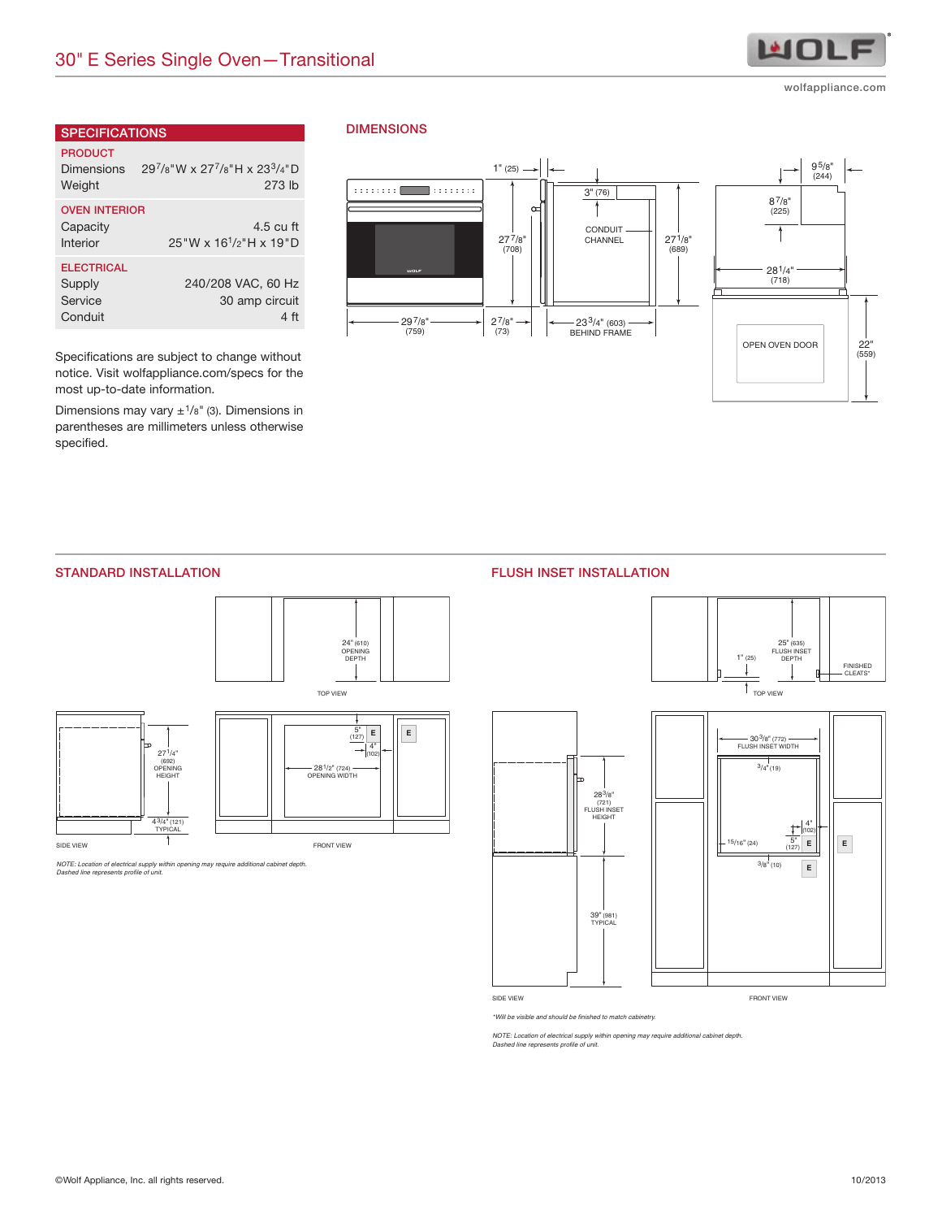# 30" E Series Single Oven—Transitional

wolfappliance.com

## SPECIFICATIONS

| | |
|---|---|
| **PRODUCT** | |
| Dimensions | 29⅞"W x 27⅞"H x 23¾"D |
| Weight | 273 lb |
| **OVEN INTERIOR** | |
| Capacity | 4.5 cu ft |
| Interior | 25"W x 16½"H x 19"D |
| **ELECTRICAL** | |
| Supply | 240/208 VAC, 60 Hz |
| Service | 30 amp circuit |
| Conduit | 4 ft |

Specifications are subject to change without notice. Visit wolfappliance.com/specs for the most up-to-date information.

Dimensions may vary ±⅛" (3). Dimensions in parentheses are millimeters unless otherwise specified.

## DIMENSIONS

1" (25)
3" (76)
27⅞" (708)
CONDUIT CHANNEL
27⅛" (689)
29⅞" (759)
2⅞" (73)
23¾" (603) BEHIND FRAME
9⅝" (244)
8⅞" (225)
28¼" (718)
OPEN OVEN DOOR
22" (559)

## STANDARD INSTALLATION

24" (610) OPENING DEPTH
TOP VIEW
27¼" (692) OPENING HEIGHT
4¾" (121) TYPICAL
SIDE VIEW
5" (127)
4" (102)
E
28½" (724) OPENING WIDTH
FRONT VIEW

*NOTE: Location of electrical supply within opening may require additional cabinet depth. Dashed line represents profile of unit.*

## FLUSH INSET INSTALLATION

25" (635) FLUSH INSET DEPTH
1" (25)
FINISHED CLEATS*
TOP VIEW
28⅜" (721) FLUSH INSET HEIGHT
39" (991) TYPICAL
SIDE VIEW
30⅜" (772) FLUSH INSET WIDTH
¾" (19)
15/16" (24)
4" (102)
5" (127)
⅜" (10)
E
FRONT VIEW

*\*Will be visible and should be finished to match cabinetry.*

*NOTE: Location of electrical supply within opening may require additional cabinet depth. Dashed line represents profile of unit.*

©Wolf Appliance, Inc. all rights reserved.

10/2013